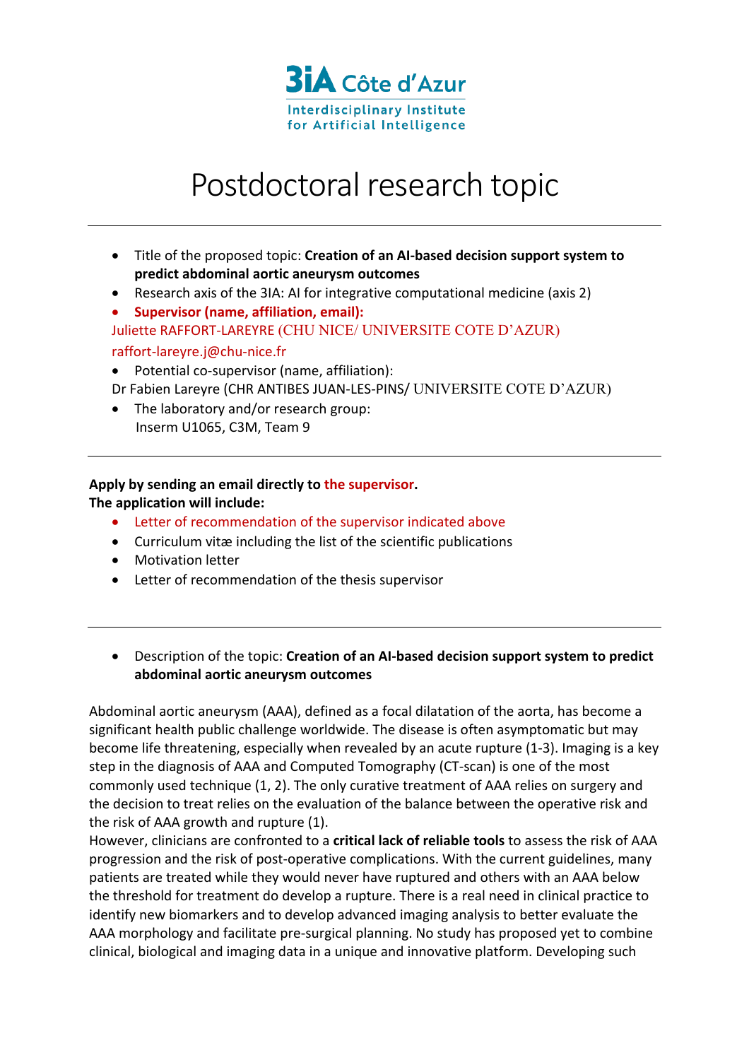3IA Côte d'Azur
Interdisciplinary Institute
for Artificial Intelligence

# Postdoctoral research topic

---

- Title of the proposed topic: **Creation of an AI-based decision support system to predict abdominal aortic aneurysm outcomes**
- Research axis of the 3IA: AI for integrative computational medicine (axis 2)
- **Supervisor (name, affiliation, email):**

Juliette RAFFORT-LAREYRE (CHU NICE/ UNIVERSITE COTE D'AZUR)
raffort-lareyre.j@chu-nice.fr

- Potential co-supervisor (name, affiliation):

Dr Fabien Lareyre (CHR ANTIBES JUAN-LES-PINS/ UNIVERSITE COTE D'AZUR)

- The laboratory and/or research group:
  Inserm U1065, C3M, Team 9

---

**Apply by sending an email directly to the supervisor.**
**The application will include:**

- Letter of recommendation of the supervisor indicated above
- Curriculum vitæ including the list of the scientific publications
- Motivation letter
- Letter of recommendation of the thesis supervisor

---

- Description of the topic: **Creation of an AI-based decision support system to predict abdominal aortic aneurysm outcomes**

Abdominal aortic aneurysm (AAA), defined as a focal dilatation of the aorta, has become a significant health public challenge worldwide. The disease is often asymptomatic but may become life threatening, especially when revealed by an acute rupture (1-3). Imaging is a key step in the diagnosis of AAA and Computed Tomography (CT-scan) is one of the most commonly used technique (1, 2). The only curative treatment of AAA relies on surgery and the decision to treat relies on the evaluation of the balance between the operative risk and the risk of AAA growth and rupture (1).
However, clinicians are confronted to a **critical lack of reliable tools** to assess the risk of AAA progression and the risk of post-operative complications. With the current guidelines, many patients are treated while they would never have ruptured and others with an AAA below the threshold for treatment do develop a rupture. There is a real need in clinical practice to identify new biomarkers and to develop advanced imaging analysis to better evaluate the AAA morphology and facilitate pre-surgical planning. No study has proposed yet to combine clinical, biological and imaging data in a unique and innovative platform. Developing such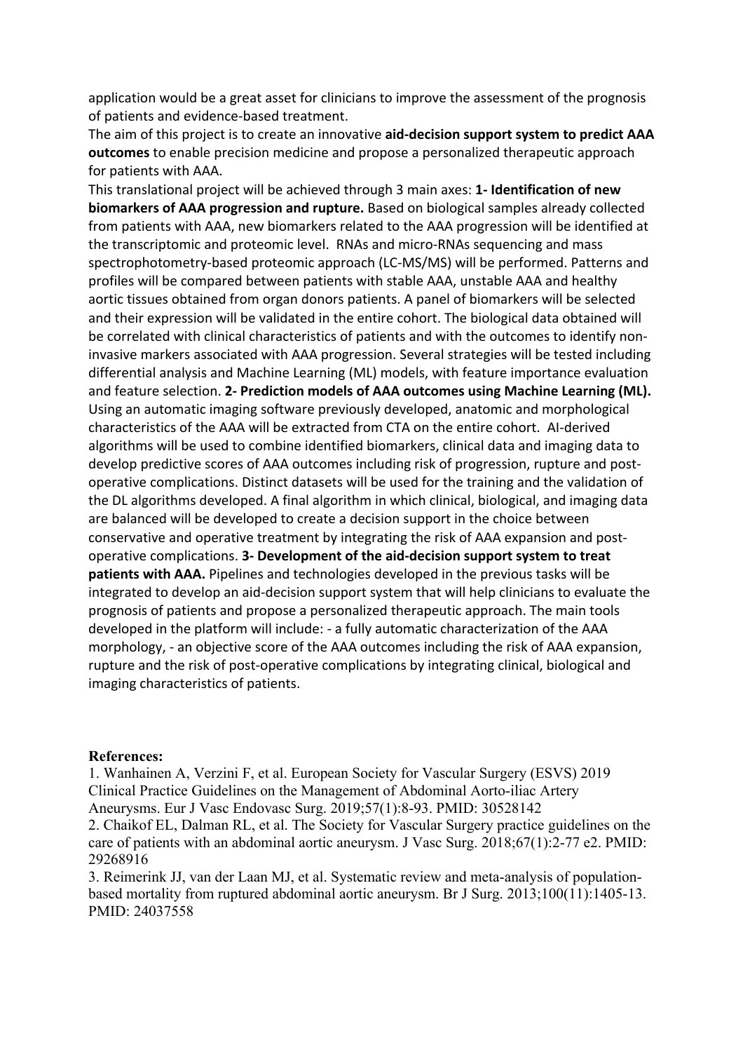application would be a great asset for clinicians to improve the assessment of the prognosis of patients and evidence-based treatment.

The aim of this project is to create an innovative **aid-decision support system to predict AAA outcomes** to enable precision medicine and propose a personalized therapeutic approach for patients with AAA.

This translational project will be achieved through 3 main axes: **1- Identification of new biomarkers of AAA progression and rupture.** Based on biological samples already collected from patients with AAA, new biomarkers related to the AAA progression will be identified at the transcriptomic and proteomic level. RNAs and micro-RNAs sequencing and mass spectrophotometry-based proteomic approach (LC-MS/MS) will be performed. Patterns and profiles will be compared between patients with stable AAA, unstable AAA and healthy aortic tissues obtained from organ donors patients. A panel of biomarkers will be selected and their expression will be validated in the entire cohort. The biological data obtained will be correlated with clinical characteristics of patients and with the outcomes to identify non-invasive markers associated with AAA progression. Several strategies will be tested including differential analysis and Machine Learning (ML) models, with feature importance evaluation and feature selection. **2- Prediction models of AAA outcomes using Machine Learning (ML).** Using an automatic imaging software previously developed, anatomic and morphological characteristics of the AAA will be extracted from CTA on the entire cohort. AI-derived algorithms will be used to combine identified biomarkers, clinical data and imaging data to develop predictive scores of AAA outcomes including risk of progression, rupture and post-operative complications. Distinct datasets will be used for the training and the validation of the DL algorithms developed. A final algorithm in which clinical, biological, and imaging data are balanced will be developed to create a decision support in the choice between conservative and operative treatment by integrating the risk of AAA expansion and post-operative complications. **3- Development of the aid-decision support system to treat patients with AAA.** Pipelines and technologies developed in the previous tasks will be integrated to develop an aid-decision support system that will help clinicians to evaluate the prognosis of patients and propose a personalized therapeutic approach. The main tools developed in the platform will include: - a fully automatic characterization of the AAA morphology, - an objective score of the AAA outcomes including the risk of AAA expansion, rupture and the risk of post-operative complications by integrating clinical, biological and imaging characteristics of patients.

**References:**

1. Wanhainen A, Verzini F, et al. European Society for Vascular Surgery (ESVS) 2019 Clinical Practice Guidelines on the Management of Abdominal Aorto-iliac Artery Aneurysms. Eur J Vasc Endovasc Surg. 2019;57(1):8-93. PMID: 30528142
2. Chaikof EL, Dalman RL, et al. The Society for Vascular Surgery practice guidelines on the care of patients with an abdominal aortic aneurysm. J Vasc Surg. 2018;67(1):2-77 e2. PMID: 29268916
3. Reimerink JJ, van der Laan MJ, et al. Systematic review and meta-analysis of population-based mortality from ruptured abdominal aortic aneurysm. Br J Surg. 2013;100(11):1405-13. PMID: 24037558